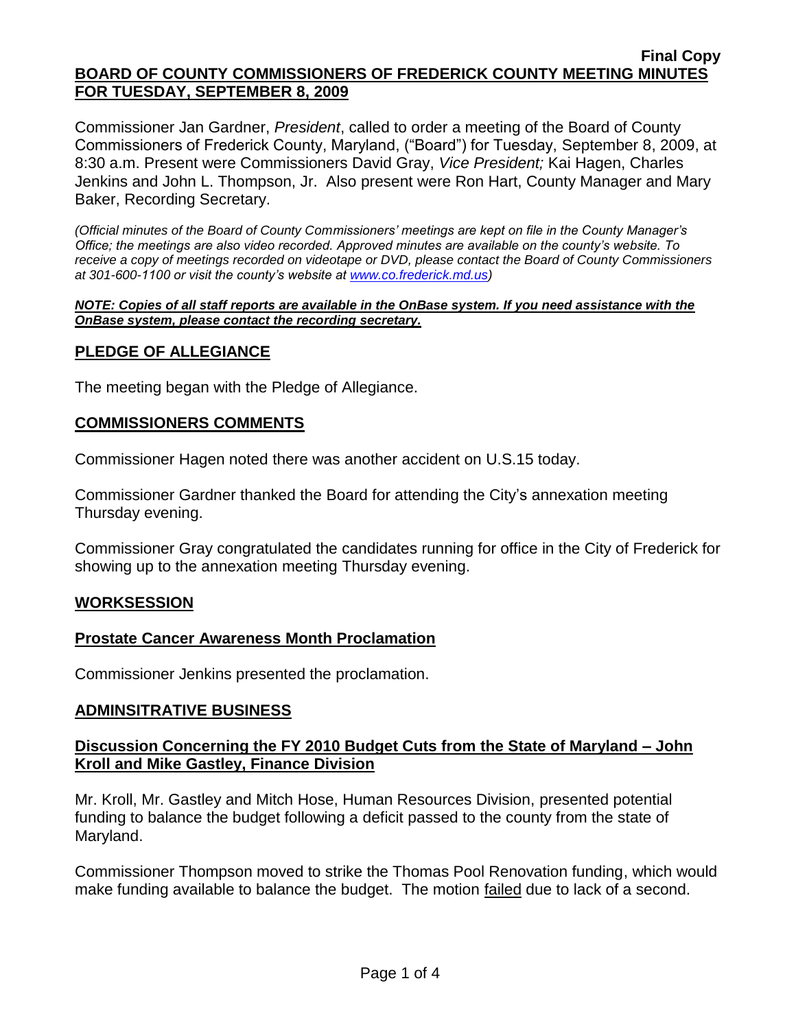**Final Copy**

# BOARD OF COUNTY COMMISSIONERS OF FREDERICK COUNTY MEETING MINUTES FOR TUESDAY, SEPTEMBER 8, 2009

Commissioner Jan Gardner, *President*, called to order a meeting of the Board of County Commissioners of Frederick County, Maryland, ("Board") for Tuesday, September 8, 2009, at 8:30 a.m. Present were Commissioners David Gray, *Vice President;* Kai Hagen, Charles Jenkins and John L. Thompson, Jr. Also present were Ron Hart, County Manager and Mary Baker, Recording Secretary.

*(Official minutes of the Board of County Commissioners' meetings are kept on file in the County Manager's Office; the meetings are also video recorded. Approved minutes are available on the county's website. To receive a copy of meetings recorded on videotape or DVD, please contact the Board of County Commissioners at 301-600-1100 or visit the county's website at www.co.frederick.md.us)*

***NOTE: Copies of all staff reports are available in the OnBase system. If you need assistance with the OnBase system, please contact the recording secretary.***

## PLEDGE OF ALLEGIANCE

The meeting began with the Pledge of Allegiance.

## COMMISSIONERS COMMENTS

Commissioner Hagen noted there was another accident on U.S.15 today.

Commissioner Gardner thanked the Board for attending the City's annexation meeting Thursday evening.

Commissioner Gray congratulated the candidates running for office in the City of Frederick for showing up to the annexation meeting Thursday evening.

## WORKSESSION

### Prostate Cancer Awareness Month Proclamation

Commissioner Jenkins presented the proclamation.

## ADMINSITRATIVE BUSINESS

### Discussion Concerning the FY 2010 Budget Cuts from the State of Maryland – John Kroll and Mike Gastley, Finance Division

Mr. Kroll, Mr. Gastley and Mitch Hose, Human Resources Division, presented potential funding to balance the budget following a deficit passed to the county from the state of Maryland.

Commissioner Thompson moved to strike the Thomas Pool Renovation funding, which would make funding available to balance the budget. The motion failed due to lack of a second.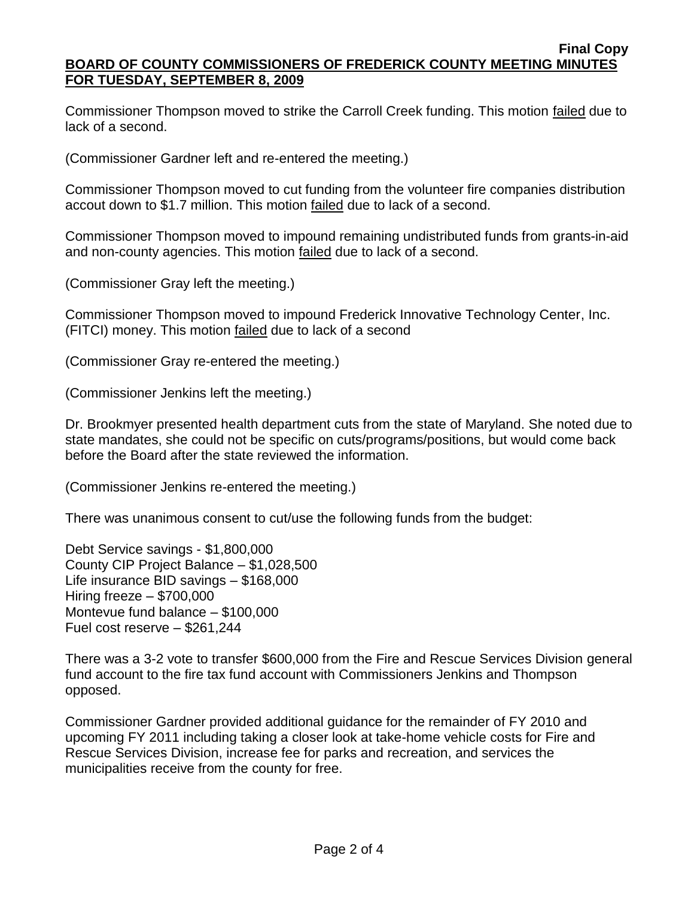Commissioner Thompson moved to strike the Carroll Creek funding. This motion failed due to lack of a second.

(Commissioner Gardner left and re-entered the meeting.)

Commissioner Thompson moved to cut funding from the volunteer fire companies distribution accout down to $1.7 million. This motion failed due to lack of a second.

Commissioner Thompson moved to impound remaining undistributed funds from grants-in-aid and non-county agencies. This motion failed due to lack of a second.

(Commissioner Gray left the meeting.)

Commissioner Thompson moved to impound Frederick Innovative Technology Center, Inc. (FITCI) money. This motion failed due to lack of a second

(Commissioner Gray re-entered the meeting.)

(Commissioner Jenkins left the meeting.)

Dr. Brookmyer presented health department cuts from the state of Maryland. She noted due to state mandates, she could not be specific on cuts/programs/positions, but would come back before the Board after the state reviewed the information.

(Commissioner Jenkins re-entered the meeting.)

There was unanimous consent to cut/use the following funds from the budget:

Debt Service savings - $1,800,000
County CIP Project Balance – $1,028,500
Life insurance BID savings – $168,000
Hiring freeze – $700,000
Montevue fund balance – $100,000
Fuel cost reserve – $261,244

There was a 3-2 vote to transfer $600,000 from the Fire and Rescue Services Division general fund account to the fire tax fund account with Commissioners Jenkins and Thompson opposed.

Commissioner Gardner provided additional guidance for the remainder of FY 2010 and upcoming FY 2011 including taking a closer look at take-home vehicle costs for Fire and Rescue Services Division, increase fee for parks and recreation, and services the municipalities receive from the county for free.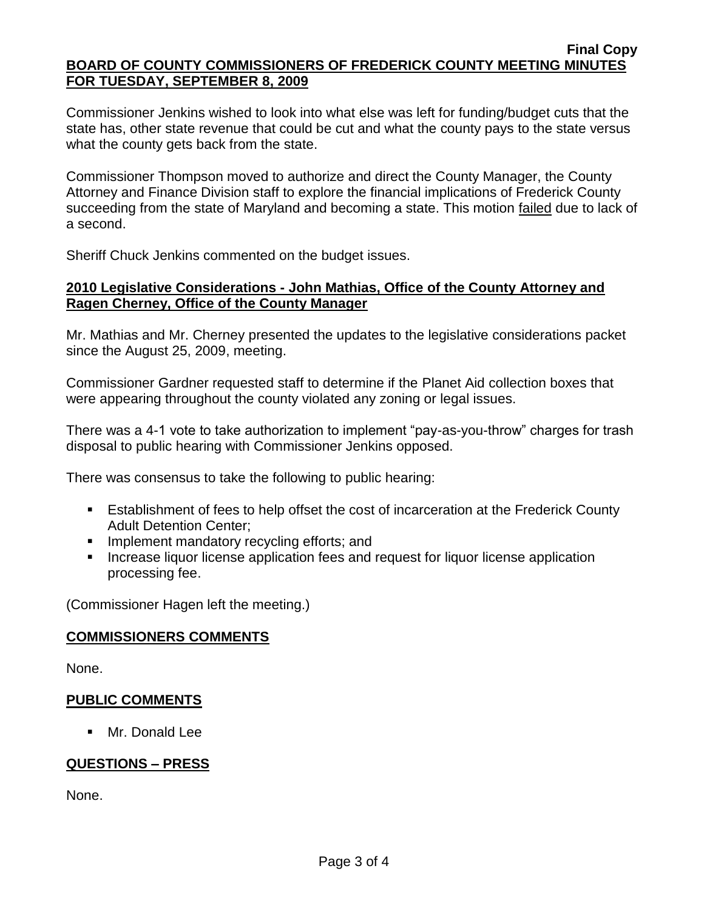Commissioner Jenkins wished to look into what else was left for funding/budget cuts that the state has, other state revenue that could be cut and what the county pays to the state versus what the county gets back from the state.

Commissioner Thompson moved to authorize and direct the County Manager, the County Attorney and Finance Division staff to explore the financial implications of Frederick County succeeding from the state of Maryland and becoming a state. This motion failed due to lack of a second.

Sheriff Chuck Jenkins commented on the budget issues.

## 2010 Legislative Considerations - John Mathias, Office of the County Attorney and Ragen Cherney, Office of the County Manager

Mr. Mathias and Mr. Cherney presented the updates to the legislative considerations packet since the August 25, 2009, meeting.

Commissioner Gardner requested staff to determine if the Planet Aid collection boxes that were appearing throughout the county violated any zoning or legal issues.

There was a 4-1 vote to take authorization to implement "pay-as-you-throw" charges for trash disposal to public hearing with Commissioner Jenkins opposed.

There was consensus to take the following to public hearing:

- Establishment of fees to help offset the cost of incarceration at the Frederick County Adult Detention Center;
- Implement mandatory recycling efforts; and
- Increase liquor license application fees and request for liquor license application processing fee.

(Commissioner Hagen left the meeting.)

## COMMISSIONERS COMMENTS

None.

## PUBLIC COMMENTS

- Mr. Donald Lee

## QUESTIONS – PRESS

None.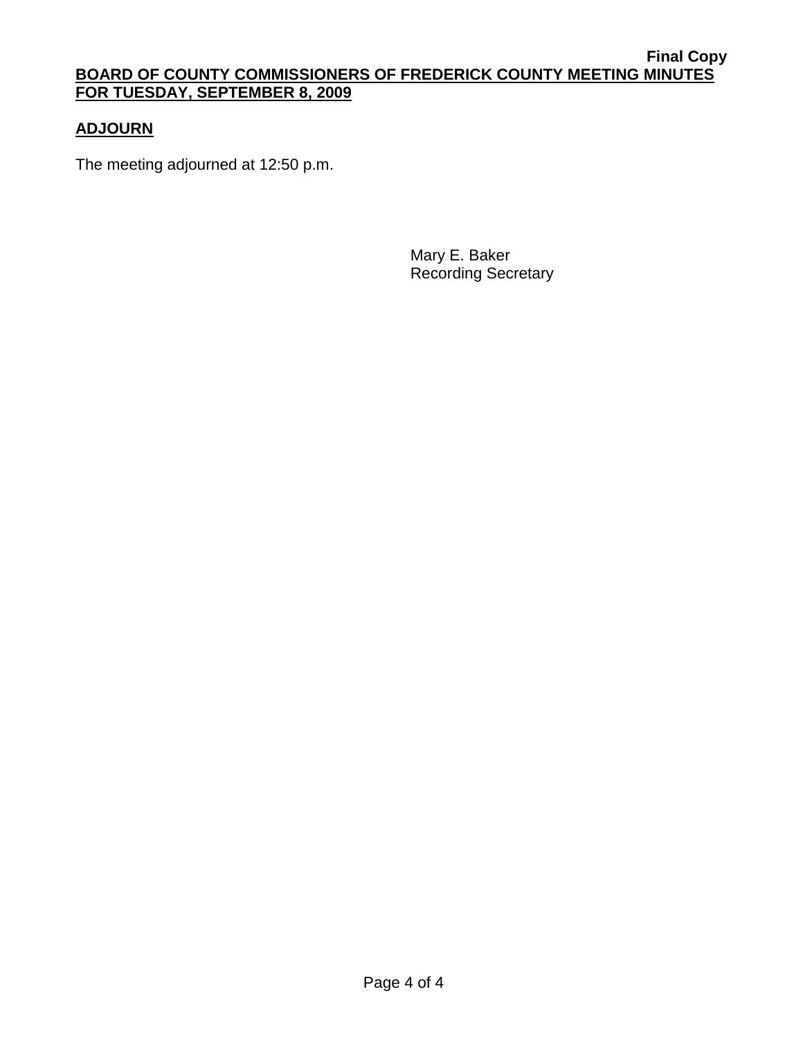## ADJOURN

The meeting adjourned at 12:50 p.m.

Mary E. Baker
Recording Secretary